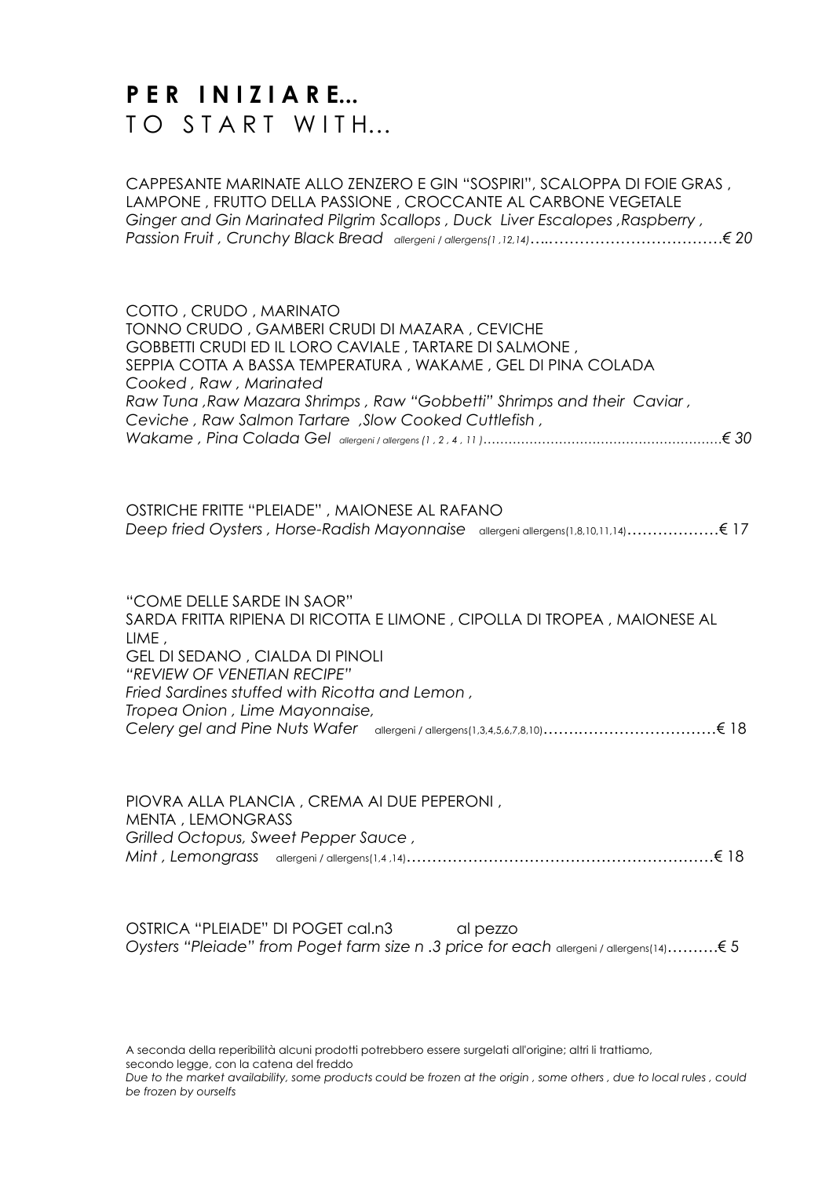# **PER INIZIARE...**
# TO START WITH...

CAPPESANTE MARINATE ALLO ZENZERO E GIN "SOSPIRI", SCALOPPA DI FOIE GRAS , LAMPONE , FRUTTO DELLA PASSIONE , CROCCANTE AL CARBONE VEGETALE
*Ginger and Gin Marinated Pilgrim Scallops , Duck Liver Escalopes ,Raspberry , Passion Fruit , Crunchy Black Bread* allergeni / allergens(1 ,12,14)……………………………………€ 20

COTTO , CRUDO , MARINATO
TONNO CRUDO , GAMBERI CRUDI DI MAZARA , CEVICHE
GOBBETTI CRUDI ED IL LORO CAVIALE , TARTARE DI SALMONE ,
SEPPIA COTTA A BASSA TEMPERATURA , WAKAME , GEL DI PINA COLADA
*Cooked , Raw , Marinated*
*Raw Tuna ,Raw Mazara Shrimps , Raw "Gobbetti" Shrimps and their Caviar , Ceviche , Raw Salmon Tartare ,Slow Cooked Cuttlefish , Wakame , Pina Colada Gel* allergeni / allergens (1 , 2 , 4 , 11 )…………………………………………………€ 30

OSTRICHE FRITTE "PLEIADE" , MAIONESE AL RAFANO
*Deep fried Oysters , Horse-Radish Mayonnaise* allergeni allergens(1,8,10,11,14)………………€ 17

"COME DELLE SARDE IN SAOR"
SARDA FRITTA RIPIENA DI RICOTTA E LIMONE , CIPOLLA DI TROPEA , MAIONESE AL LIME ,
GEL DI SEDANO , CIALDA DI PINOLI
*"REVIEW OF VENETIAN RECIPE"*
*Fried Sardines stuffed with Ricotta and Lemon ,*
*Tropea Onion , Lime Mayonnaise,*
*Celery gel and Pine Nuts Wafer* allergeni / allergens(1,3,4,5,6,7,8,10)………………………………€ 18

PIOVRA ALLA PLANCIA , CREMA AI DUE PEPERONI ,
MENTA , LEMONGRASS
*Grilled Octopus, Sweet Pepper Sauce ,*
*Mint , Lemongrass* allergeni / allergens(1,4 ,14)……………………………………………………€ 18

OSTRICA "PLEIADE" DI POGET cal.n3 al pezzo
*Oysters "Pleiade" from Poget farm size n .3 price for each* allergeni / allergens(14)……….€ 5

A seconda della reperibilità alcuni prodotti potrebbero essere surgelati all'origine; altri li trattiamo, secondo legge, con la catena del freddo
*Due to the market availability, some products could be frozen at the origin , some others , due to local rules , could be frozen by ourselfs*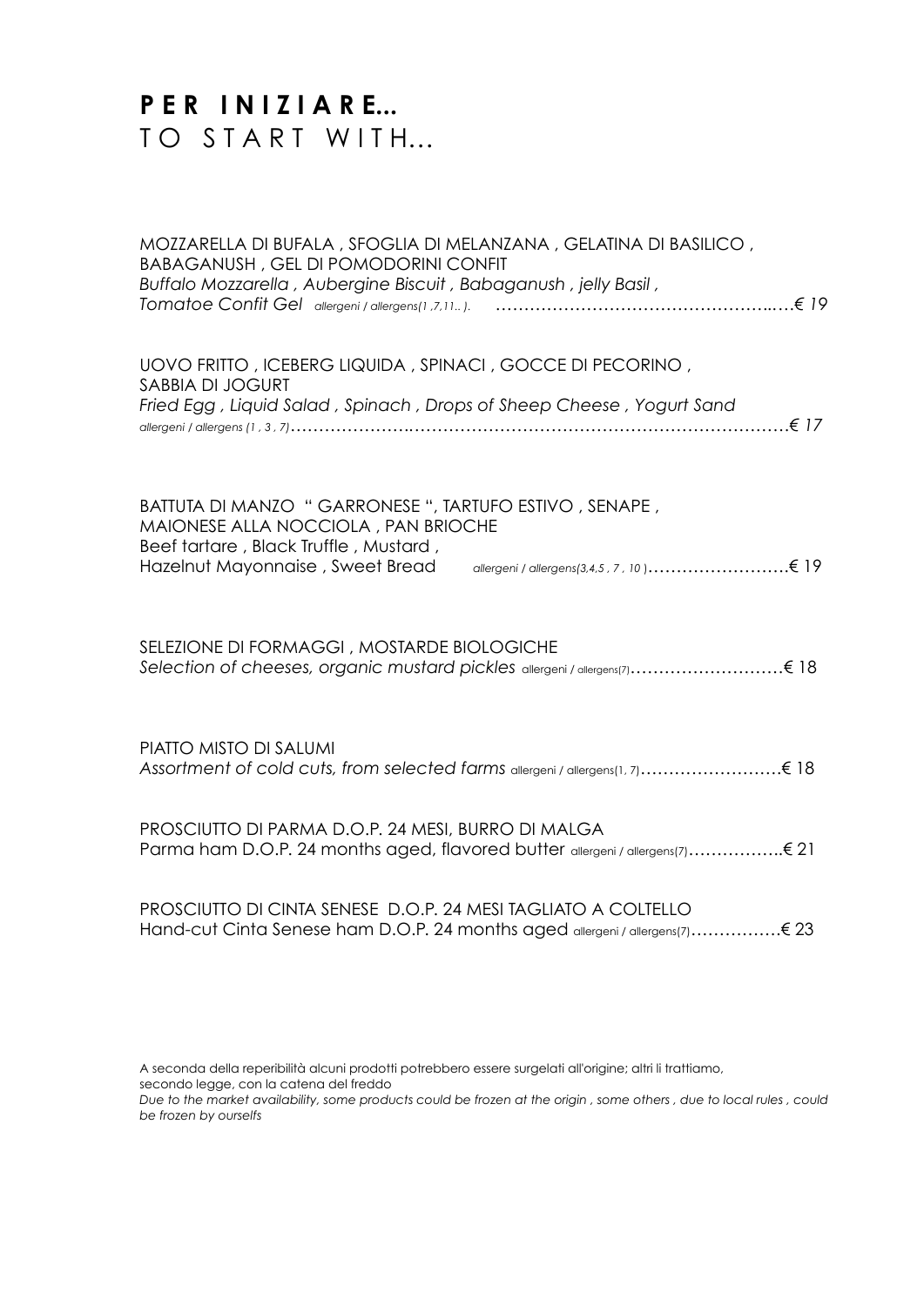# **PER INIZIARE...**
# TO START WITH...

MOZZARELLA DI BUFALA , SFOGLIA DI MELANZANA , GELATINA DI BASILICO , BABAGANUSH , GEL DI POMODORINI CONFIT
*Buffalo Mozzarella , Aubergine Biscuit , Babaganush , jelly Basil , Tomatoe Confit Gel* *allergeni / allergens(1 ,7,11.. ).* …………………………………………..….*€ 19*

UOVO FRITTO , ICEBERG LIQUIDA , SPINACI , GOCCE DI PECORINO , SABBIA DI JOGURT
*Fried Egg , Liquid Salad , Spinach , Drops of Sheep Cheese , Yogurt Sand*
*allergeni / allergens (1 , 3 , 7)*………………….……………………………………………………….*€ 17*

BATTUTA DI MANZO " GARRONESE ", TARTUFO ESTIVO , SENAPE , MAIONESE ALLA NOCCIOLA , PAN BRIOCHE
Beef tartare , Black Truffle , Mustard , Hazelnut Mayonnaise , Sweet Bread *allergeni / allergens(3,4,5 , 7 , 10 )*…………………….€ 19

SELEZIONE DI FORMAGGI , MOSTARDE BIOLOGICHE
*Selection of cheeses, organic mustard pickles* allergeni / allergens(7)………………………€ 18

PIATTO MISTO DI SALUMI
*Assortment of cold cuts, from selected farms* allergeni / allergens(1, 7)…………………….€ 18

PROSCIUTTO DI PARMA D.O.P. 24 MESI, BURRO DI MALGA
Parma ham D.O.P. 24 months aged, flavored butter allergeni / allergens(7)……………..€ 21

PROSCIUTTO DI CINTA SENESE D.O.P. 24 MESI TAGLIATO A COLTELLO
Hand-cut Cinta Senese ham D.O.P. 24 months aged allergeni / allergens(7)…………….€ 23

A seconda della reperibilità alcuni prodotti potrebbero essere surgelati all'origine; altri li trattiamo, secondo legge, con la catena del freddo
*Due to the market availability, some products could be frozen at the origin , some others , due to local rules , could be frozen by ourselfs*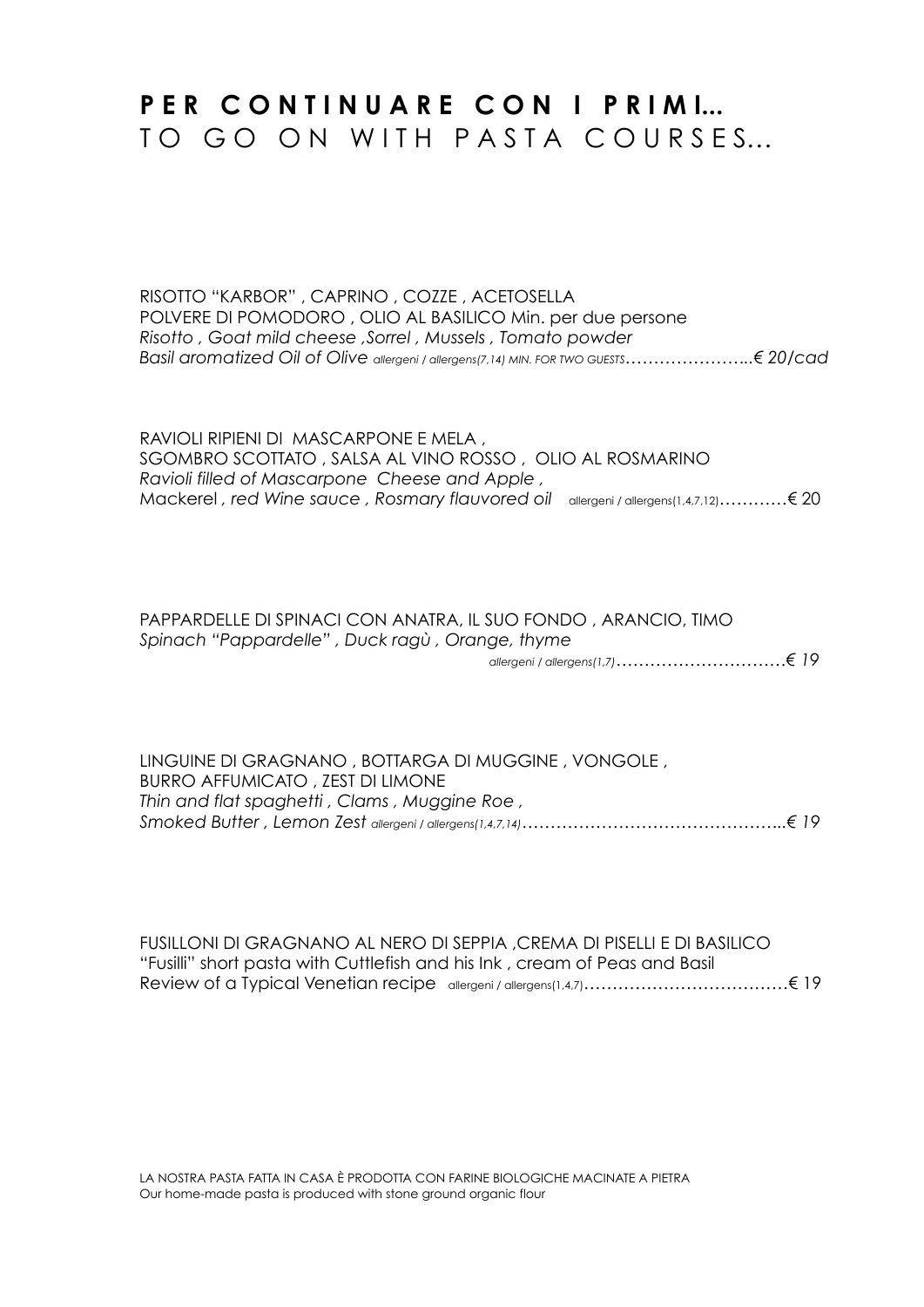# **PER CONTINUARE CON I PRIMI...**
# TO GO ON WITH PASTA COURSES...

RISOTTO "KARBOR" , CAPRINO , COZZE , ACETOSELLA
POLVERE DI POMODORO , OLIO AL BASILICO Min. per due persone
*Risotto , Goat mild cheese ,Sorrel , Mussels , Tomato powder*
*Basil aromatized Oil of Olive allergeni / allergens(7,14) MIN. FOR TWO GUESTS…………………..€ 20/cad*

RAVIOLI RIPIENI DI MASCARPONE E MELA ,
SGOMBRO SCOTTATO , SALSA AL VINO ROSSO , OLIO AL ROSMARINO
*Ravioli filled of Mascarpone Cheese and Apple ,*
Mackerel *, red Wine sauce , Rosmary flauvored oil* allergeni / allergens(1,4,7,12)…………€ 20

PAPPARDELLE DI SPINACI CON ANATRA, IL SUO FONDO , ARANCIO, TIMO
*Spinach "Pappardelle" , Duck ragù , Orange, thyme*
*allergeni / allergens(1,7)…………………………€ 19*

LINGUINE DI GRAGNANO , BOTTARGA DI MUGGINE , VONGOLE ,
BURRO AFFUMICATO , ZEST DI LIMONE
*Thin and flat spaghetti , Clams , Muggine Roe ,*
*Smoked Butter , Lemon Zest allergeni / allergens(1,4,7,14)………………………………………..€ 19*

FUSILLONI DI GRAGNANO AL NERO DI SEPPIA ,CREMA DI PISELLI E DI BASILICO
"Fusilli" short pasta with Cuttlefish and his Ink , cream of Peas and Basil
Review of a Typical Venetian recipe allergeni / allergens(1,4,7)………………………………€ 19

LA NOSTRA PASTA FATTA IN CASA È PRODOTTA CON FARINE BIOLOGICHE MACINATE A PIETRA
Our home-made pasta is produced with stone ground organic flour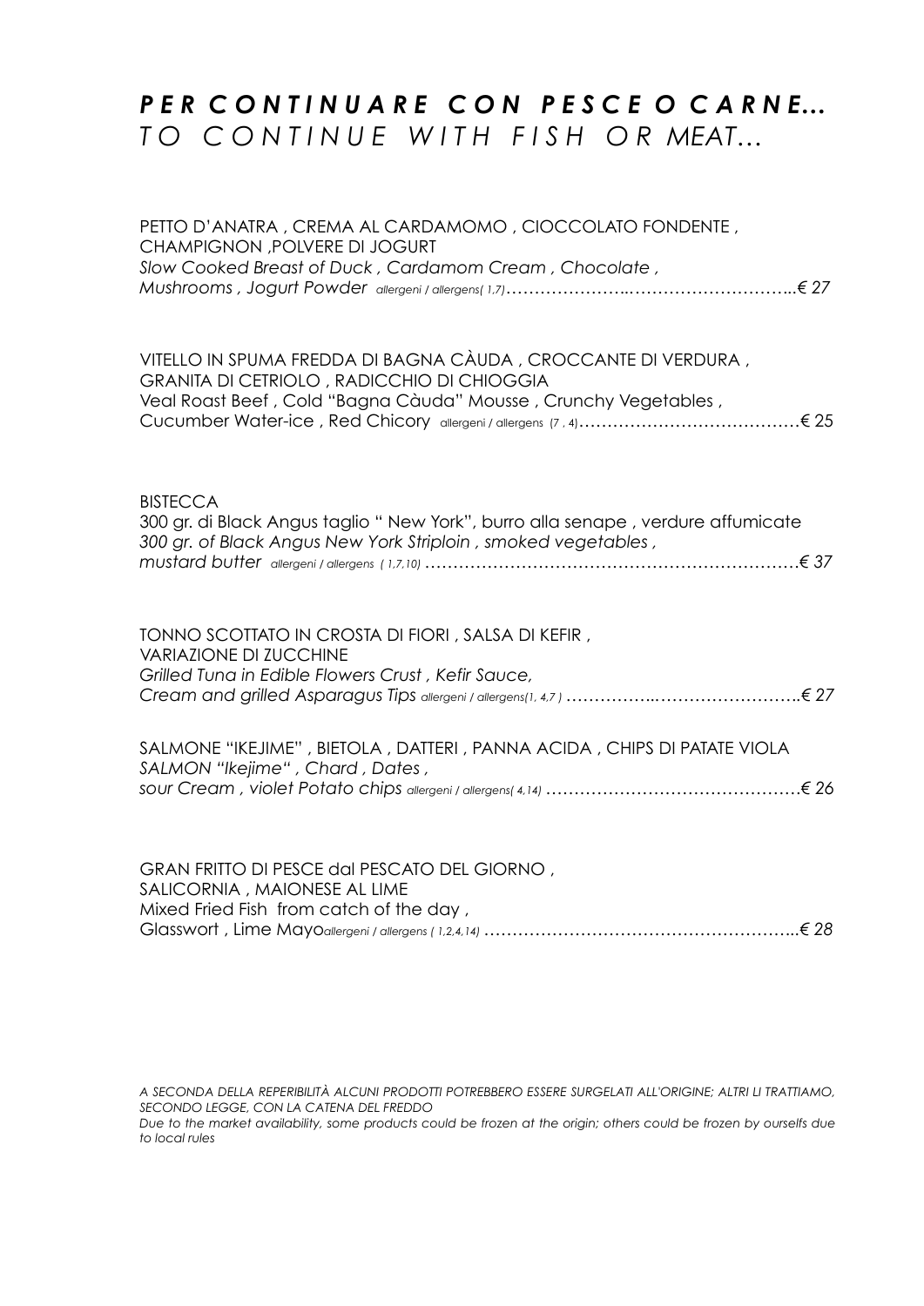# ***PER CONTINUARE CON PESCE O CARNE...***
# *TO CONTINUE WITH FISH OR MEAT...*

PETTO D'ANATRA , CREMA AL CARDAMOMO , CIOCCOLATO FONDENTE , CHAMPIGNON ,POLVERE DI JOGURT
*Slow Cooked Breast of Duck , Cardamom Cream , Chocolate , Mushrooms , Jogurt Powder* *allergeni / allergens( 1,7)*…………………..………………………..*€ 27*

VITELLO IN SPUMA FREDDA DI BAGNA CÀUDA , CROCCANTE DI VERDURA , GRANITA DI CETRIOLO , RADICCHIO DI CHIOGGIA
Veal Roast Beef , Cold "Bagna Càuda" Mousse , Crunchy Vegetables , Cucumber Water-ice , Red Chicory allergeni / allergens (7 , 4)…………………………………€ 25

BISTECCA
300 gr. di Black Angus taglio " New York", burro alla senape , verdure affumicate
*300 gr. of Black Angus New York Striploin , smoked vegetables , mustard butter* *allergeni / allergens ( 1,7,10)* ………………………………………………………….*€ 37*

TONNO SCOTTATO IN CROSTA DI FIORI , SALSA DI KEFIR , VARIAZIONE DI ZUCCHINE
*Grilled Tuna in Edible Flowers Crust , Kefir Sauce, Cream and grilled Asparagus Tips* *allergeni / allergens(1, 4,7 )* ……………..……………………..*€ 27*

SALMONE "IKEJIME" , BIETOLA , DATTERI , PANNA ACIDA , CHIPS DI PATATE VIOLA
*SALMON "Ikejime" , Chard , Dates , sour Cream , violet Potato chips* *allergeni / allergens( 4,14)* ………………………………………*€ 26*

GRAN FRITTO DI PESCE dal PESCATO DEL GIORNO , SALICORNIA , MAIONESE AL LIME
Mixed Fried Fish from catch of the day , Glasswort , Lime Mayo*allergeni / allergens ( 1,2,4,14)* ………………………………………………..*€ 28*

*A SECONDA DELLA REPERIBILITÀ ALCUNI PRODOTTI POTREBBERO ESSERE SURGELATI ALL'ORIGINE; ALTRI LI TRATTIAMO, SECONDO LEGGE, CON LA CATENA DEL FREDDO*
*Due to the market availability, some products could be frozen at the origin; others could be frozen by ourselfs due to local rules*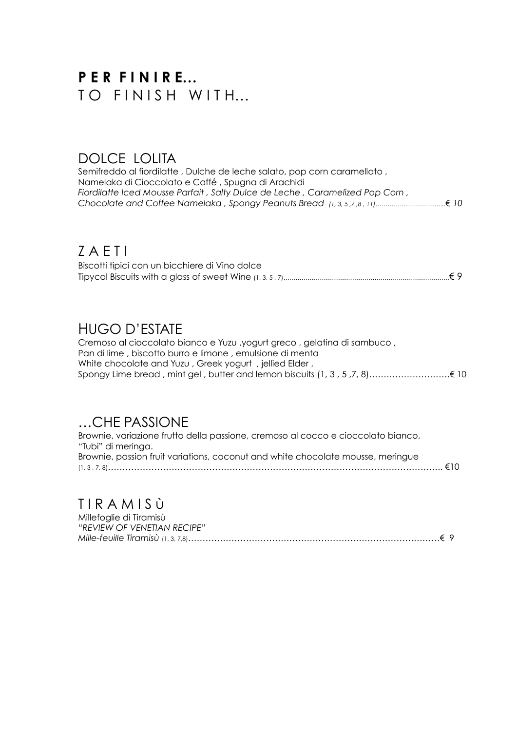# **P E R F I N I R E...**
# T O F I N I S H W I T H...

## DOLCE LOLITA

Semifreddo al fiordilatte , Dulche de leche salato, pop corn caramellato ,
Namelaka di Cioccolato e Caffé , Spugna di Arachidi
*Fiordilatte Iced Mousse Parfait , Salty Dulce de Leche , Caramelized Pop Corn ,*
*Chocolate and Coffee Namelaka , Spongy Peanuts Bread (1, 3, 5 ,7 ,8 , 11)..................................€ 10*

## Z A E T I

Biscotti tipici con un bicchiere di Vino dolce
Tipycal Biscuits with a glass of sweet Wine (1, 3, 5 , 7)................................................................................€ 9

## HUGO D'ESTATE

Cremoso al cioccolato bianco e Yuzu ,yogurt greco , gelatina di sambuco ,
Pan di lime , biscotto burro e limone , emulsione di menta
White chocolate and Yuzu , Greek yogurt , jellied Elder ,
Spongy Lime bread , mint gel , butter and lemon biscuits (1, 3 , 5 ,7, 8)……………………….€ 10

## …CHE PASSIONE

Brownie, variazione frutto della passione, cremoso al cocco e cioccolato bianco,
"Tubi" di meringa.
Brownie, passion fruit variations, coconut and white chocolate mousse, meringue
(1, 3 , 7, 8)…………………………………………………………………………………………………….. €10

## T I R A M I S ù

Millefoglie di Tiramisù
*"REVIEW OF VENETIAN RECIPE"*
*Mille-feuille Tiramisù* (1, 3, 7,8)……………………………………………………………………………€ 9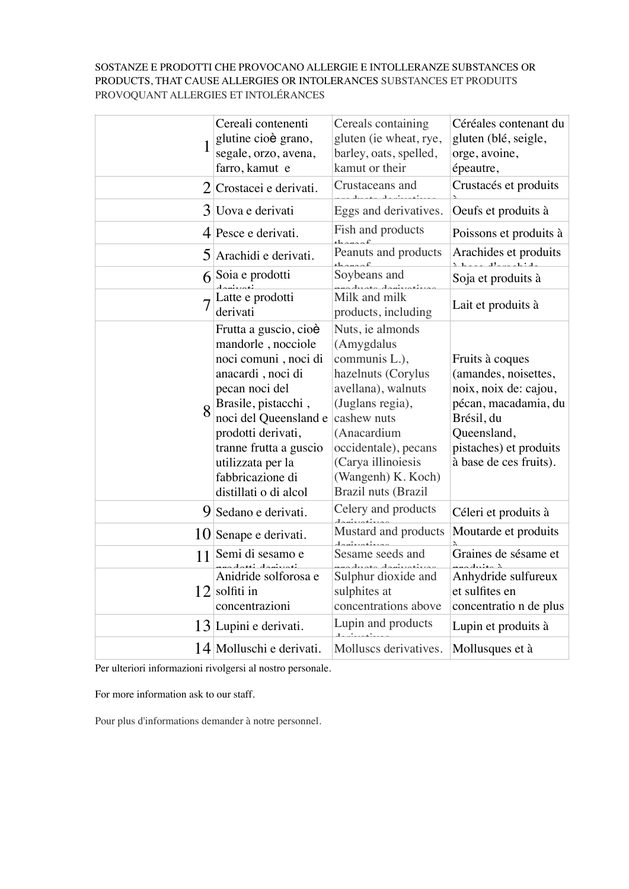SOSTANZE E PRODOTTI CHE PROVOCANO ALLERGIE E INTOLLERANZE SUBSTANCES OR PRODUCTS, THAT CAUSE ALLERGIES OR INTOLERANCES SUBSTANCES ET PRODUITS PROVOQUANT ALLERGIES ET INTOLÉRANCES

| | | | |
|---|---|---|---|
| 1 | Cereali contenenti glutine cioè grano, segale, orzo, avena, farro, kamut e | Cereals containing gluten (ie wheat, rye, barley, oats, spelled, kamut or their | Céréales contenant du gluten (blé, seigle, orge, avoine, épeautre, |
| 2 | Crostacei e derivati. | Crustaceans and | Crustacés et produits |
| 3 | Uova e derivati | Eggs and derivatives. | Oeufs et produits à |
| 4 | Pesce e derivati. | Fish and products | Poissons et produits à |
| 5 | Arachidi e derivati. | Peanuts and products | Arachides et produits |
| 6 | Soia e prodotti | Soybeans and | Soja et produits à |
| 7 | Latte e prodotti derivati | Milk and milk products, including | Lait et produits à |
| 8 | Frutta a guscio, cioè mandorle , nocciole noci comuni , noci di anacardi , noci di pecan noci del Brasile, pistacchi , noci del Queensland e prodotti derivati, tranne frutta a guscio utilizzata per la fabbricazione di distillati o di alcol | Nuts, ie almonds (Amygdalus communis L.), hazelnuts (Corylus avellana), walnuts (Juglans regia), cashew nuts (Anacardium occidentale), pecans (Carya illinoiesis (Wangenh) K. Koch) Brazil nuts (Brazil | Fruits à coques (amandes, noisettes, noix, noix de: cajou, pécan, macadamia, du Brésil, du Queensland, pistaches) et produits à base de ces fruits). |
| 9 | Sedano e derivati. | Celery and products | Céleri et produits à |
| 10 | Senape e derivati. | Mustard and products | Moutarde et produits |
| 11 | Semi di sesamo e | Sesame seeds and | Graines de sésame et |
| 12 | Anidride solforosa e solfiti in concentrazioni | Sulphur dioxide and sulphites at concentrations above | Anhydride sulfureux et sulfites en concentratio n de plus |
| 13 | Lupini e derivati. | Lupin and products | Lupin et produits à |
| 14 | Molluschi e derivati. | Molluscs derivatives. | Mollusques et à |

Per ulteriori informazioni rivolgersi al nostro personale.

For more information ask to our staff.

Pour plus d'informations demander à notre personnel.